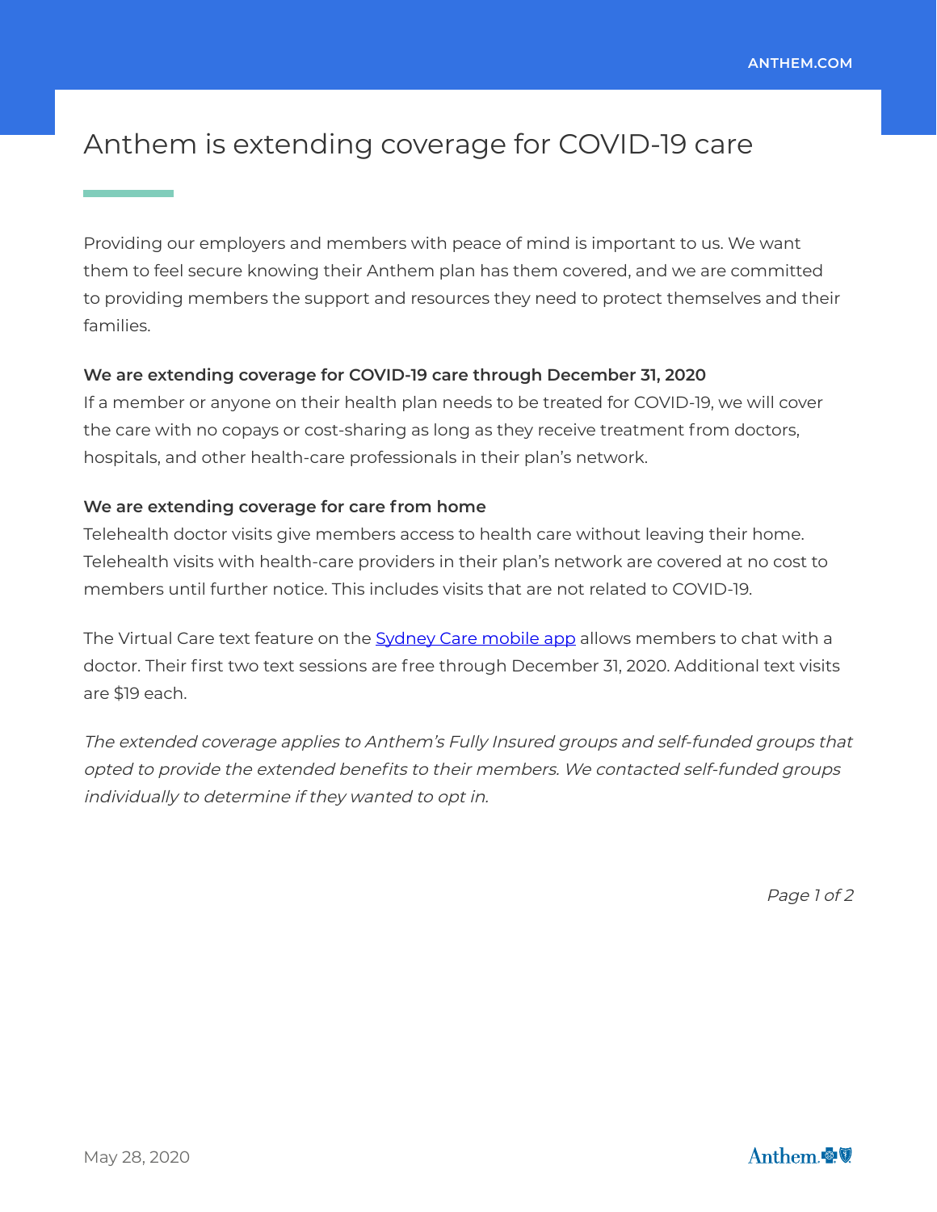# Anthem is extending coverage for COVID-19 care

Providing our employers and members with peace of mind is important to us. We want them to feel secure knowing their Anthem plan has them covered, and we are committed to providing members the support and resources they need to protect themselves and their families.

**We are extending coverage for COVID-19 care through December 31, 2020**

If a member or anyone on their health plan needs to be treated for COVID-19, we will cover the care with no copays or cost-sharing as long as they receive treatment from doctors, hospitals, and other health-care professionals in their plan's network.

**We are extending coverage for care from home**

Telehealth doctor visits give members access to health care without leaving their home. Telehealth visits with health-care providers in their plan's network are covered at no cost to members until further notice. This includes visits that are not related to COVID-19.

The Virtual Care text feature on the Sydney Care mobile app allows members to chat with a doctor. Their first two text sessions are free through December 31, 2020. Additional text visits are $19 each.

*The extended coverage applies to Anthem's Fully Insured groups and self-funded groups that opted to provide the extended benefits to their members. We contacted self-funded groups individually to determine if they wanted to opt in.*

May 28, 2020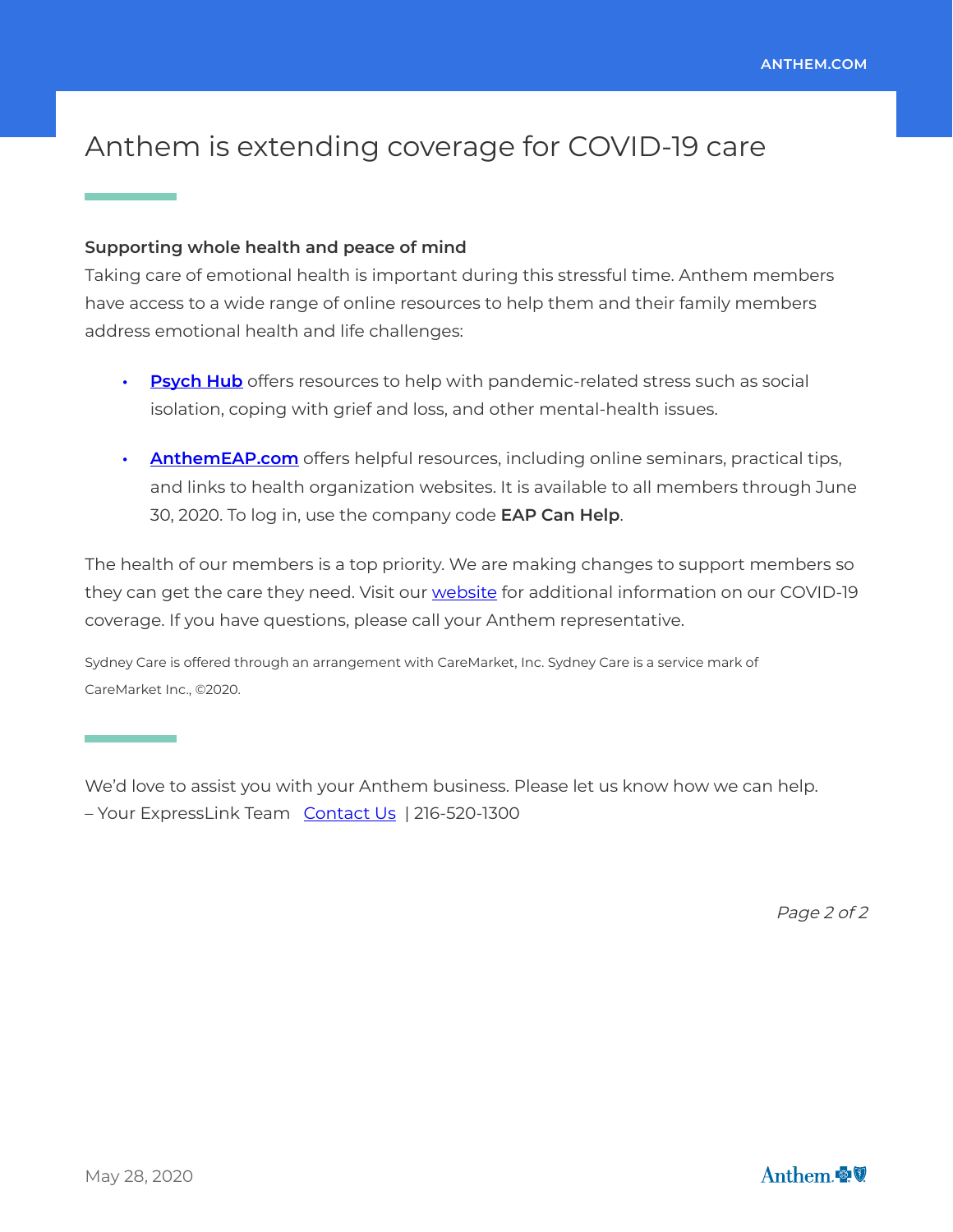# Anthem is extending coverage for COVID-19 care

**Supporting whole health and peace of mind**

Taking care of emotional health is important during this stressful time. Anthem members have access to a wide range of online resources to help them and their family members address emotional health and life challenges:

- **Psych Hub** offers resources to help with pandemic-related stress such as social isolation, coping with grief and loss, and other mental-health issues.
- **AnthemEAP.com** offers helpful resources, including online seminars, practical tips, and links to health organization websites. It is available to all members through June 30, 2020. To log in, use the company code **EAP Can Help**.

The health of our members is a top priority. We are making changes to support members so they can get the care they need. Visit our website for additional information on our COVID-19 coverage. If you have questions, please call your Anthem representative.

Sydney Care is offered through an arrangement with CareMarket, Inc. Sydney Care is a service mark of CareMarket Inc., ©2020.

We'd love to assist you with your Anthem business. Please let us know how we can help.
– Your ExpressLink Team  Contact Us | 216-520-1300

May 28, 2020